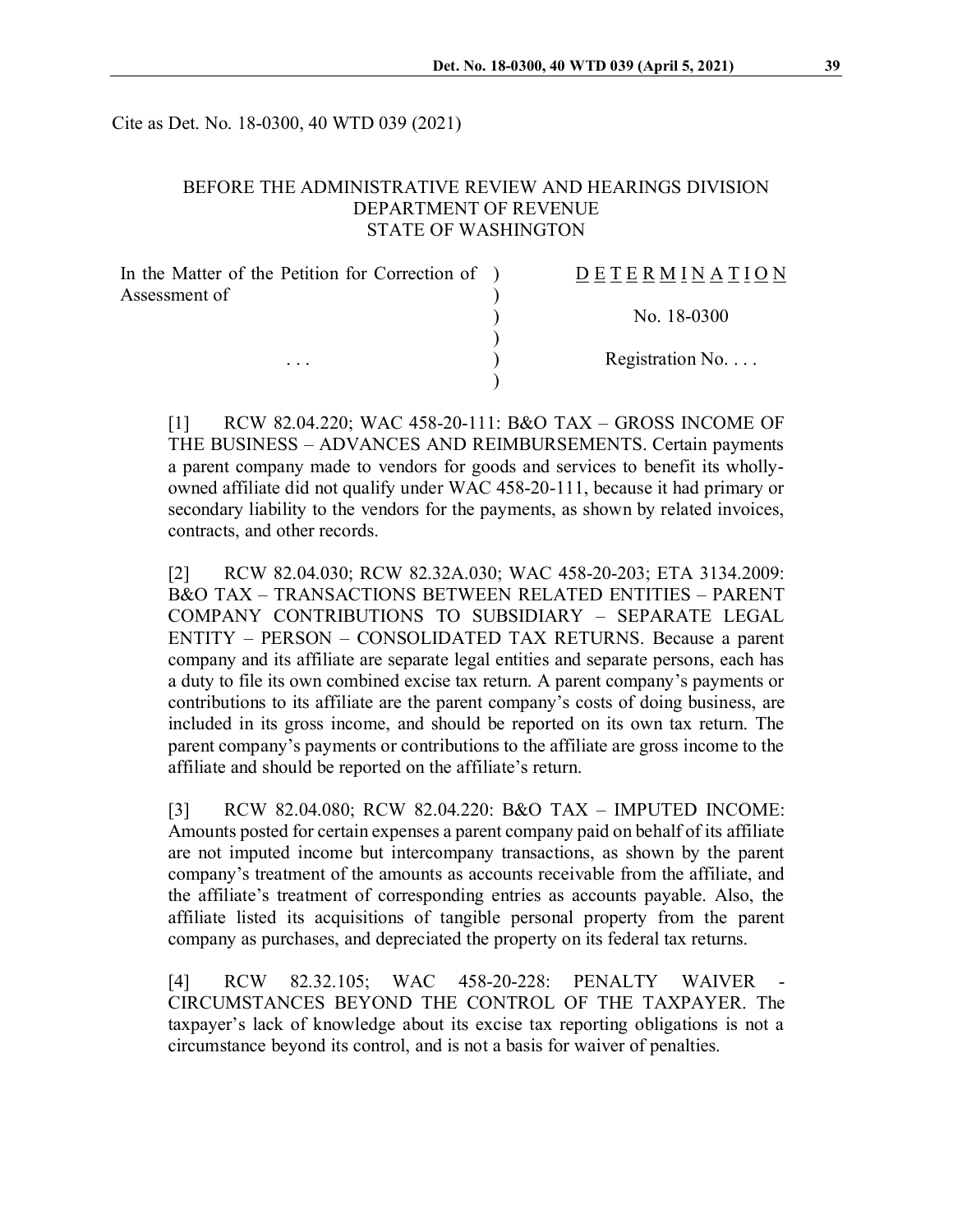Cite as Det. No. 18-0300, 40 WTD 039 (2021)

BEFORE THE ADMINISTRATIVE REVIEW AND HEARINGS DIVISION
DEPARTMENT OF REVENUE
STATE OF WASHINGTON

| In the Matter of the Petition for Correction of Assessment of | ) | DETERMINATION |
|---|---|---|
| | ) | |
| | ) | No. 18-0300 |
| | ) | |
| . . . | ) | Registration No. . . . |
| | ) | |

[1] RCW 82.04.220; WAC 458-20-111: B&O TAX – GROSS INCOME OF THE BUSINESS – ADVANCES AND REIMBURSEMENTS. Certain payments a parent company made to vendors for goods and services to benefit its wholly-owned affiliate did not qualify under WAC 458-20-111, because it had primary or secondary liability to the vendors for the payments, as shown by related invoices, contracts, and other records.

[2] RCW 82.04.030; RCW 82.32A.030; WAC 458-20-203; ETA 3134.2009: B&O TAX – TRANSACTIONS BETWEEN RELATED ENTITIES – PARENT COMPANY CONTRIBUTIONS TO SUBSIDIARY – SEPARATE LEGAL ENTITY – PERSON – CONSOLIDATED TAX RETURNS. Because a parent company and its affiliate are separate legal entities and separate persons, each has a duty to file its own combined excise tax return. A parent company's payments or contributions to its affiliate are the parent company's costs of doing business, are included in its gross income, and should be reported on its own tax return. The parent company's payments or contributions to the affiliate are gross income to the affiliate and should be reported on the affiliate's return.

[3] RCW 82.04.080; RCW 82.04.220: B&O TAX – IMPUTED INCOME: Amounts posted for certain expenses a parent company paid on behalf of its affiliate are not imputed income but intercompany transactions, as shown by the parent company's treatment of the amounts as accounts receivable from the affiliate, and the affiliate's treatment of corresponding entries as accounts payable. Also, the affiliate listed its acquisitions of tangible personal property from the parent company as purchases, and depreciated the property on its federal tax returns.

[4] RCW 82.32.105; WAC 458-20-228: PENALTY WAIVER - CIRCUMSTANCES BEYOND THE CONTROL OF THE TAXPAYER. The taxpayer's lack of knowledge about its excise tax reporting obligations is not a circumstance beyond its control, and is not a basis for waiver of penalties.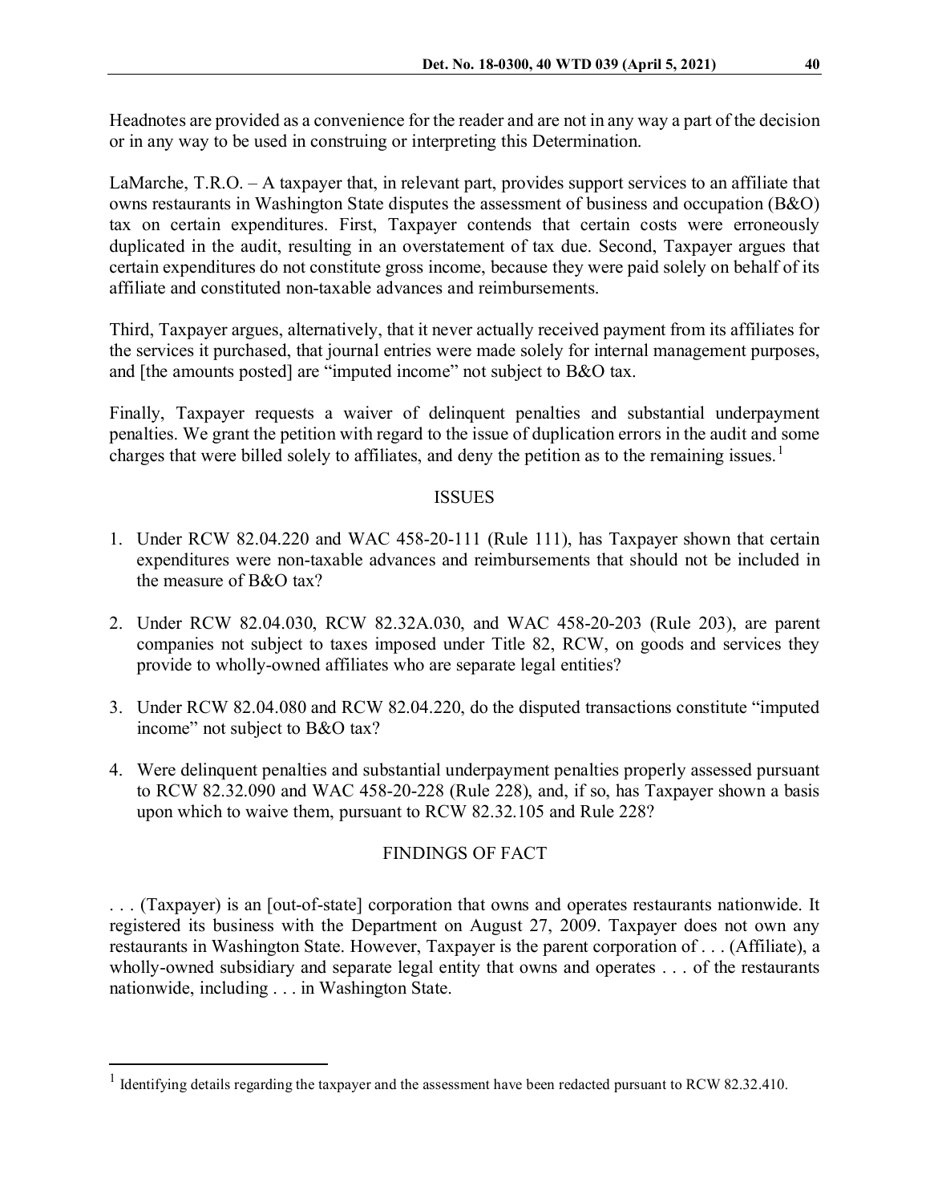Headnotes are provided as a convenience for the reader and are not in any way a part of the decision or in any way to be used in construing or interpreting this Determination.

LaMarche, T.R.O. – A taxpayer that, in relevant part, provides support services to an affiliate that owns restaurants in Washington State disputes the assessment of business and occupation (B&O) tax on certain expenditures. First, Taxpayer contends that certain costs were erroneously duplicated in the audit, resulting in an overstatement of tax due. Second, Taxpayer argues that certain expenditures do not constitute gross income, because they were paid solely on behalf of its affiliate and constituted non-taxable advances and reimbursements.

Third, Taxpayer argues, alternatively, that it never actually received payment from its affiliates for the services it purchased, that journal entries were made solely for internal management purposes, and [the amounts posted] are "imputed income" not subject to B&O tax.

Finally, Taxpayer requests a waiver of delinquent penalties and substantial underpayment penalties. We grant the petition with regard to the issue of duplication errors in the audit and some charges that were billed solely to affiliates, and deny the petition as to the remaining issues.[1]

## ISSUES

1. Under RCW 82.04.220 and WAC 458-20-111 (Rule 111), has Taxpayer shown that certain expenditures were non-taxable advances and reimbursements that should not be included in the measure of B&O tax?

2. Under RCW 82.04.030, RCW 82.32A.030, and WAC 458-20-203 (Rule 203), are parent companies not subject to taxes imposed under Title 82, RCW, on goods and services they provide to wholly-owned affiliates who are separate legal entities?

3. Under RCW 82.04.080 and RCW 82.04.220, do the disputed transactions constitute "imputed income" not subject to B&O tax?

4. Were delinquent penalties and substantial underpayment penalties properly assessed pursuant to RCW 82.32.090 and WAC 458-20-228 (Rule 228), and, if so, has Taxpayer shown a basis upon which to waive them, pursuant to RCW 82.32.105 and Rule 228?

## FINDINGS OF FACT

. . . (Taxpayer) is an [out-of-state] corporation that owns and operates restaurants nationwide. It registered its business with the Department on August 27, 2009. Taxpayer does not own any restaurants in Washington State. However, Taxpayer is the parent corporation of . . . (Affiliate), a wholly-owned subsidiary and separate legal entity that owns and operates . . . of the restaurants nationwide, including . . . in Washington State.

---

[1] Identifying details regarding the taxpayer and the assessment have been redacted pursuant to RCW 82.32.410.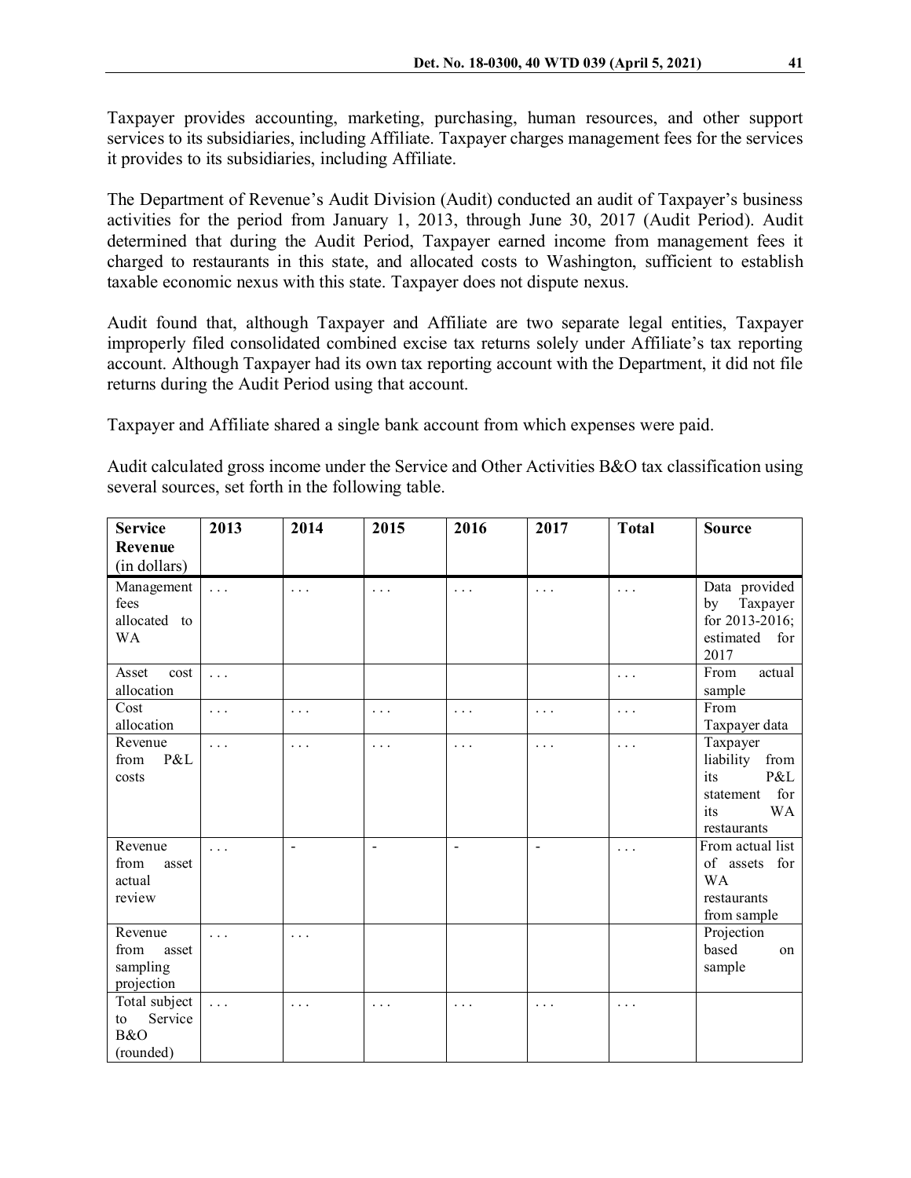Taxpayer provides accounting, marketing, purchasing, human resources, and other support services to its subsidiaries, including Affiliate. Taxpayer charges management fees for the services it provides to its subsidiaries, including Affiliate.

The Department of Revenue's Audit Division (Audit) conducted an audit of Taxpayer's business activities for the period from January 1, 2013, through June 30, 2017 (Audit Period). Audit determined that during the Audit Period, Taxpayer earned income from management fees it charged to restaurants in this state, and allocated costs to Washington, sufficient to establish taxable economic nexus with this state. Taxpayer does not dispute nexus.

Audit found that, although Taxpayer and Affiliate are two separate legal entities, Taxpayer improperly filed consolidated combined excise tax returns solely under Affiliate's tax reporting account. Although Taxpayer had its own tax reporting account with the Department, it did not file returns during the Audit Period using that account.

Taxpayer and Affiliate shared a single bank account from which expenses were paid.

Audit calculated gross income under the Service and Other Activities B&O tax classification using several sources, set forth in the following table.

| **Service Revenue** (in dollars) | **2013** | **2014** | **2015** | **2016** | **2017** | **Total** | **Source** |
|---|---|---|---|---|---|---|---|
| Management fees allocated to WA | . . . | . . . | . . . | . . . | . . . | . . . | Data provided by Taxpayer for 2013-2016; estimated for 2017 |
| Asset cost allocation | . . . | | | | | . . . | From actual sample |
| Cost allocation | . . . | . . . | . . . | . . . | . . . | . . . | From Taxpayer data |
| Revenue from P&L costs | . . . | . . . | . . . | . . . | . . . | . . . | Taxpayer liability from its P&L statement for its WA restaurants |
| Revenue from asset actual review | . . . | - | - | - | - | . . . | From actual list of assets for WA restaurants from sample |
| Revenue from asset sampling projection | . . . | . . . | | | | | Projection based on sample |
| Total subject to Service B&O (rounded) | . . . | . . . | . . . | . . . | . . . | . . . | |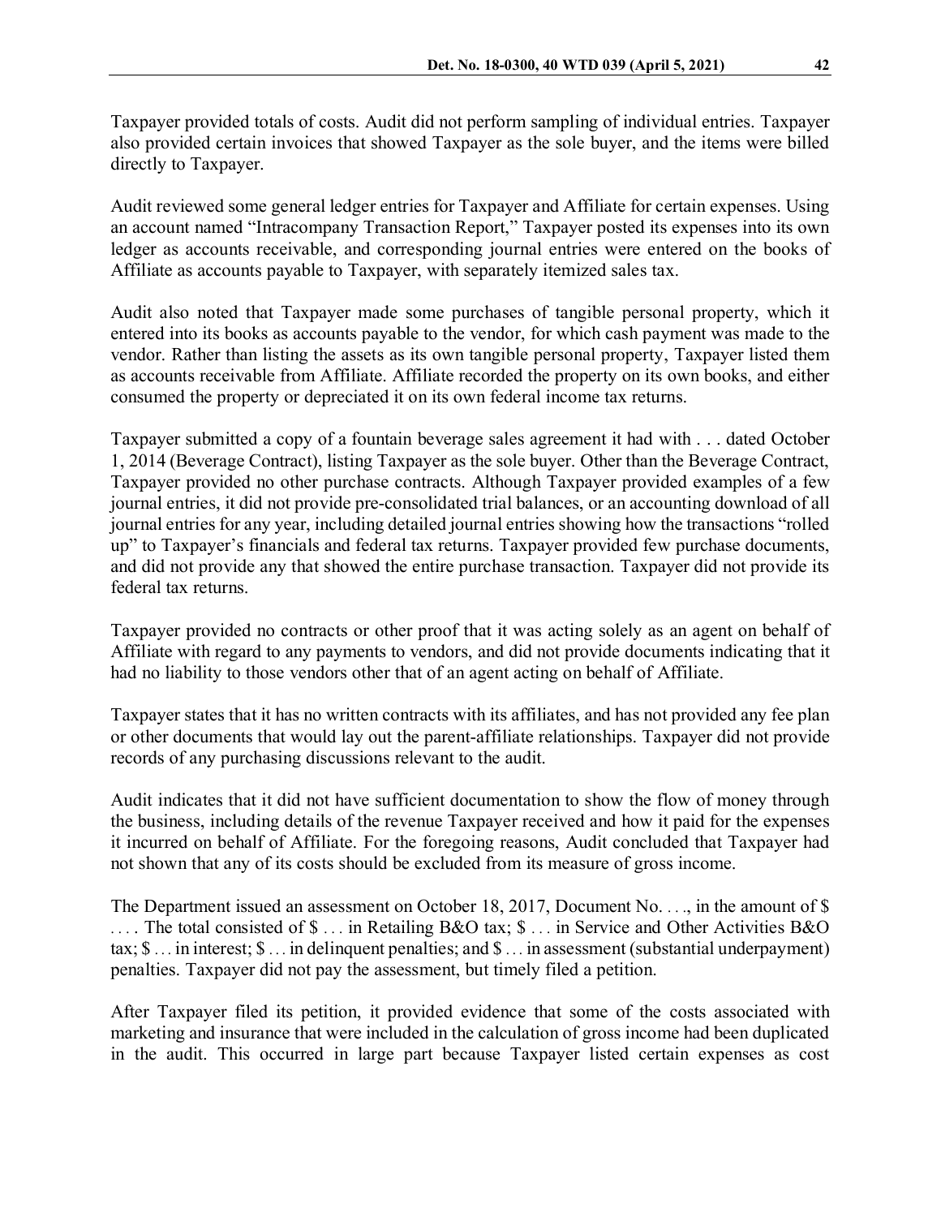Taxpayer provided totals of costs. Audit did not perform sampling of individual entries. Taxpayer also provided certain invoices that showed Taxpayer as the sole buyer, and the items were billed directly to Taxpayer.

Audit reviewed some general ledger entries for Taxpayer and Affiliate for certain expenses. Using an account named "Intracompany Transaction Report," Taxpayer posted its expenses into its own ledger as accounts receivable, and corresponding journal entries were entered on the books of Affiliate as accounts payable to Taxpayer, with separately itemized sales tax.

Audit also noted that Taxpayer made some purchases of tangible personal property, which it entered into its books as accounts payable to the vendor, for which cash payment was made to the vendor. Rather than listing the assets as its own tangible personal property, Taxpayer listed them as accounts receivable from Affiliate. Affiliate recorded the property on its own books, and either consumed the property or depreciated it on its own federal income tax returns.

Taxpayer submitted a copy of a fountain beverage sales agreement it had with . . . dated October 1, 2014 (Beverage Contract), listing Taxpayer as the sole buyer. Other than the Beverage Contract, Taxpayer provided no other purchase contracts. Although Taxpayer provided examples of a few journal entries, it did not provide pre-consolidated trial balances, or an accounting download of all journal entries for any year, including detailed journal entries showing how the transactions "rolled up" to Taxpayer's financials and federal tax returns. Taxpayer provided few purchase documents, and did not provide any that showed the entire purchase transaction. Taxpayer did not provide its federal tax returns.

Taxpayer provided no contracts or other proof that it was acting solely as an agent on behalf of Affiliate with regard to any payments to vendors, and did not provide documents indicating that it had no liability to those vendors other that of an agent acting on behalf of Affiliate.

Taxpayer states that it has no written contracts with its affiliates, and has not provided any fee plan or other documents that would lay out the parent-affiliate relationships. Taxpayer did not provide records of any purchasing discussions relevant to the audit.

Audit indicates that it did not have sufficient documentation to show the flow of money through the business, including details of the revenue Taxpayer received and how it paid for the expenses it incurred on behalf of Affiliate. For the foregoing reasons, Audit concluded that Taxpayer had not shown that any of its costs should be excluded from its measure of gross income.

The Department issued an assessment on October 18, 2017, Document No. . . ., in the amount of $ . . . . The total consisted of $ . . . in Retailing B&O tax; $ . . . in Service and Other Activities B&O tax; $ . . . in interest; $ . . . in delinquent penalties; and $ . . . in assessment (substantial underpayment) penalties. Taxpayer did not pay the assessment, but timely filed a petition.

After Taxpayer filed its petition, it provided evidence that some of the costs associated with marketing and insurance that were included in the calculation of gross income had been duplicated in the audit. This occurred in large part because Taxpayer listed certain expenses as cost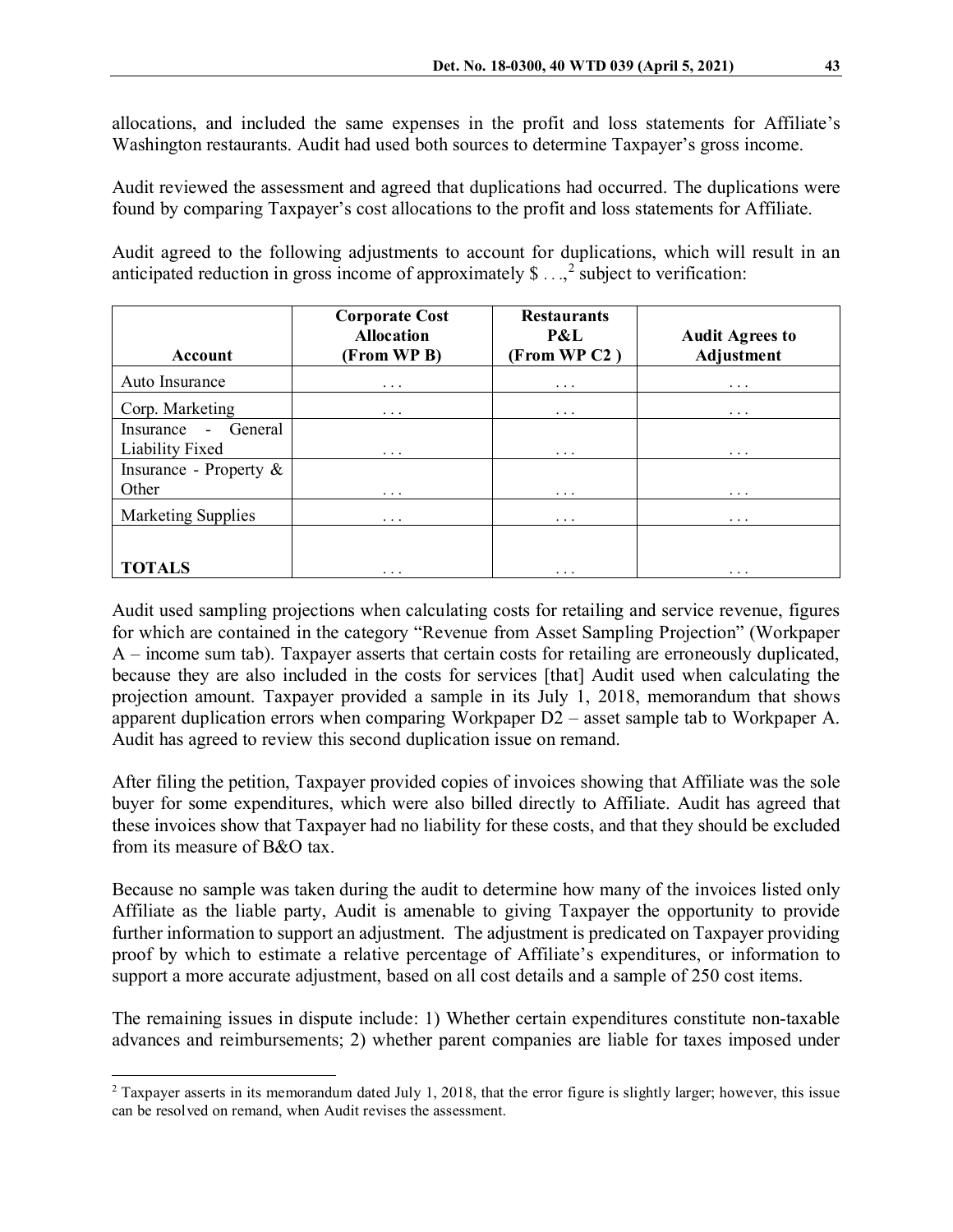allocations, and included the same expenses in the profit and loss statements for Affiliate's Washington restaurants. Audit had used both sources to determine Taxpayer's gross income.

Audit reviewed the assessment and agreed that duplications had occurred. The duplications were found by comparing Taxpayer's cost allocations to the profit and loss statements for Affiliate.

Audit agreed to the following adjustments to account for duplications, which will result in an anticipated reduction in gross income of approximately $ . . .,[2] subject to verification:

| Account | Corporate Cost Allocation (From WP B) | Restaurants P&L (From WP C2 ) | Audit Agrees to Adjustment |
|---|---|---|---|
| Auto Insurance | . . . | . . . | . . . |
| Corp. Marketing | . . . | . . . | . . . |
| Insurance - General Liability Fixed | . . . | . . . | . . . |
| Insurance - Property & Other | . . . | . . . | . . . |
| Marketing Supplies | . . . | . . . | . . . |
| **TOTALS** | . . . | . . . | . . . |

Audit used sampling projections when calculating costs for retailing and service revenue, figures for which are contained in the category "Revenue from Asset Sampling Projection" (Workpaper A – income sum tab). Taxpayer asserts that certain costs for retailing are erroneously duplicated, because they are also included in the costs for services [that] Audit used when calculating the projection amount. Taxpayer provided a sample in its July 1, 2018, memorandum that shows apparent duplication errors when comparing Workpaper D2 – asset sample tab to Workpaper A. Audit has agreed to review this second duplication issue on remand.

After filing the petition, Taxpayer provided copies of invoices showing that Affiliate was the sole buyer for some expenditures, which were also billed directly to Affiliate. Audit has agreed that these invoices show that Taxpayer had no liability for these costs, and that they should be excluded from its measure of B&O tax.

Because no sample was taken during the audit to determine how many of the invoices listed only Affiliate as the liable party, Audit is amenable to giving Taxpayer the opportunity to provide further information to support an adjustment. The adjustment is predicated on Taxpayer providing proof by which to estimate a relative percentage of Affiliate's expenditures, or information to support a more accurate adjustment, based on all cost details and a sample of 250 cost items.

The remaining issues in dispute include: 1) Whether certain expenditures constitute non-taxable advances and reimbursements; 2) whether parent companies are liable for taxes imposed under

---

[2] Taxpayer asserts in its memorandum dated July 1, 2018, that the error figure is slightly larger; however, this issue can be resolved on remand, when Audit revises the assessment.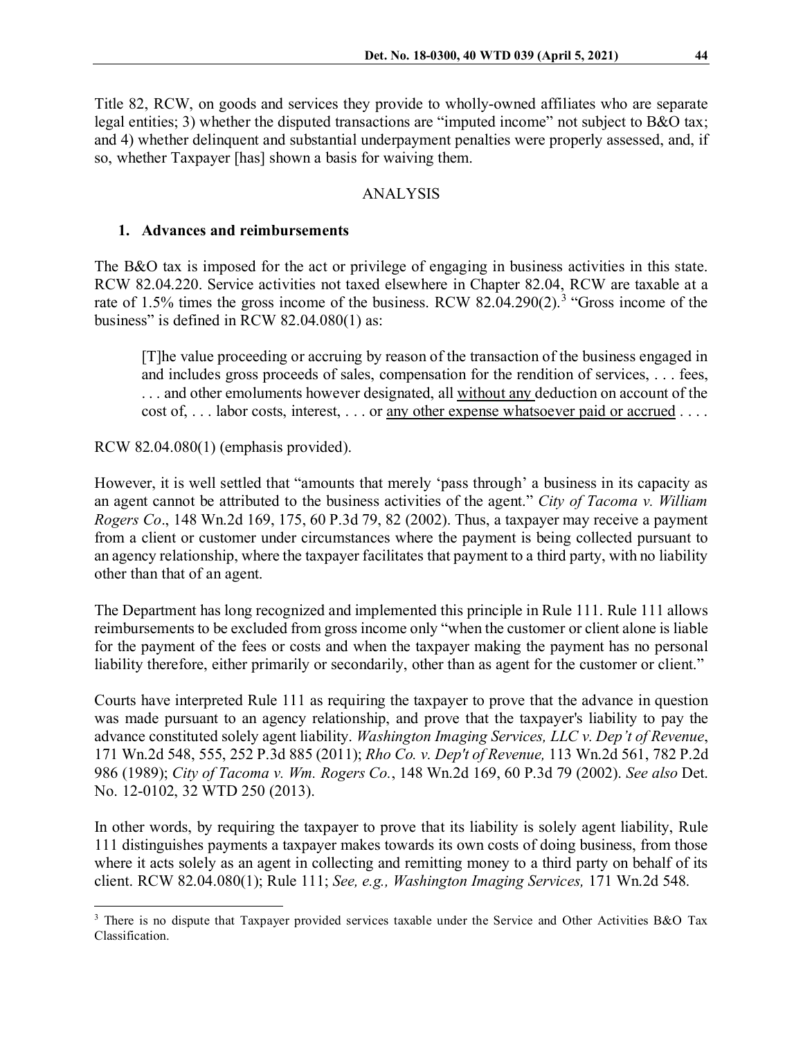Title 82, RCW, on goods and services they provide to wholly-owned affiliates who are separate legal entities; 3) whether the disputed transactions are "imputed income" not subject to B&O tax; and 4) whether delinquent and substantial underpayment penalties were properly assessed, and, if so, whether Taxpayer [has] shown a basis for waiving them.

## ANALYSIS

### 1. Advances and reimbursements

The B&O tax is imposed for the act or privilege of engaging in business activities in this state. RCW 82.04.220. Service activities not taxed elsewhere in Chapter 82.04, RCW are taxable at a rate of 1.5% times the gross income of the business. RCW 82.04.290(2).[3] "Gross income of the business" is defined in RCW 82.04.080(1) as:

> [T]he value proceeding or accruing by reason of the transaction of the business engaged in and includes gross proceeds of sales, compensation for the rendition of services, . . . fees, . . . and other emoluments however designated, all <u>without any</u> deduction on account of the cost of, . . . labor costs, interest, . . . or <u>any other expense whatsoever paid or accrued</u> . . . .

RCW 82.04.080(1) (emphasis provided).

However, it is well settled that "amounts that merely 'pass through' a business in its capacity as an agent cannot be attributed to the business activities of the agent." *City of Tacoma v. William Rogers Co*., 148 Wn.2d 169, 175, 60 P.3d 79, 82 (2002). Thus, a taxpayer may receive a payment from a client or customer under circumstances where the payment is being collected pursuant to an agency relationship, where the taxpayer facilitates that payment to a third party, with no liability other than that of an agent.

The Department has long recognized and implemented this principle in Rule 111. Rule 111 allows reimbursements to be excluded from gross income only "when the customer or client alone is liable for the payment of the fees or costs and when the taxpayer making the payment has no personal liability therefore, either primarily or secondarily, other than as agent for the customer or client."

Courts have interpreted Rule 111 as requiring the taxpayer to prove that the advance in question was made pursuant to an agency relationship, and prove that the taxpayer's liability to pay the advance constituted solely agent liability. *Washington Imaging Services, LLC v. Dep't of Revenue*, 171 Wn.2d 548, 555, 252 P.3d 885 (2011); *Rho Co. v. Dep't of Revenue,* 113 Wn.2d 561, 782 P.2d 986 (1989); *City of Tacoma v. Wm. Rogers Co.*, 148 Wn.2d 169, 60 P.3d 79 (2002). *See also* Det. No. 12-0102, 32 WTD 250 (2013).

In other words, by requiring the taxpayer to prove that its liability is solely agent liability, Rule 111 distinguishes payments a taxpayer makes towards its own costs of doing business, from those where it acts solely as an agent in collecting and remitting money to a third party on behalf of its client. RCW 82.04.080(1); Rule 111; *See, e.g., Washington Imaging Services,* 171 Wn.2d 548.

---

[3] There is no dispute that Taxpayer provided services taxable under the Service and Other Activities B&O Tax Classification.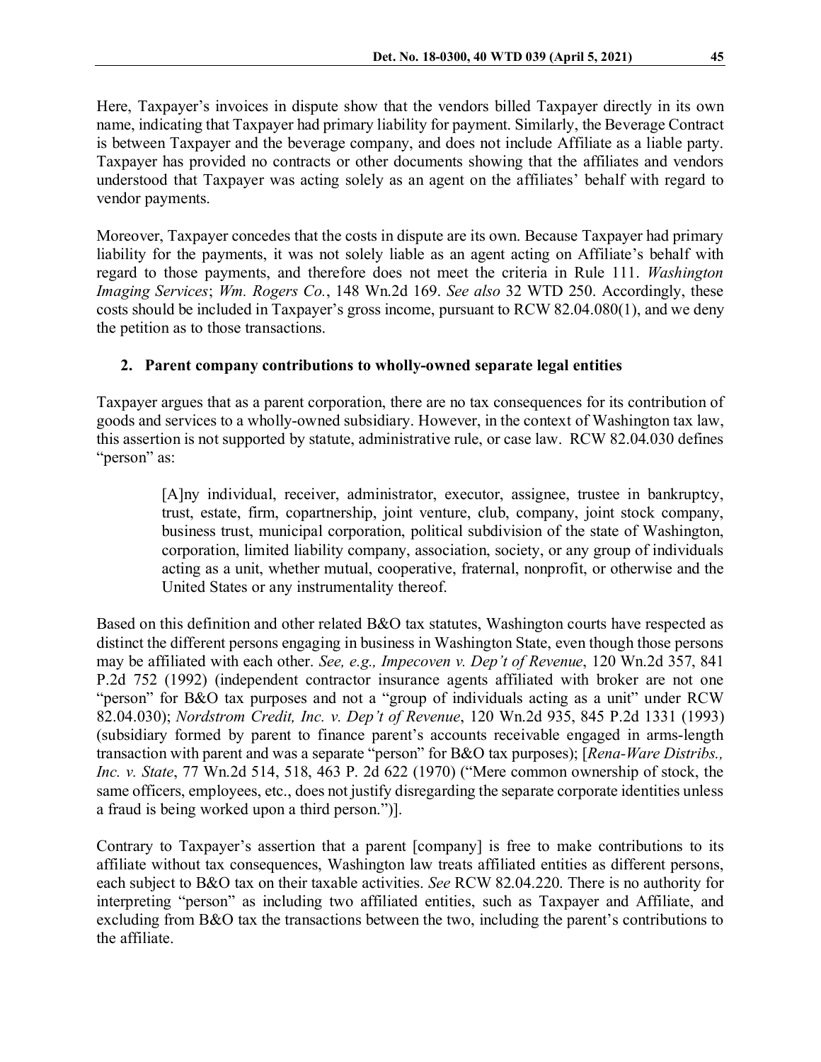Here, Taxpayer's invoices in dispute show that the vendors billed Taxpayer directly in its own name, indicating that Taxpayer had primary liability for payment. Similarly, the Beverage Contract is between Taxpayer and the beverage company, and does not include Affiliate as a liable party. Taxpayer has provided no contracts or other documents showing that the affiliates and vendors understood that Taxpayer was acting solely as an agent on the affiliates' behalf with regard to vendor payments.

Moreover, Taxpayer concedes that the costs in dispute are its own. Because Taxpayer had primary liability for the payments, it was not solely liable as an agent acting on Affiliate's behalf with regard to those payments, and therefore does not meet the criteria in Rule 111. *Washington Imaging Services*; *Wm. Rogers Co.*, 148 Wn.2d 169. *See also* 32 WTD 250. Accordingly, these costs should be included in Taxpayer's gross income, pursuant to RCW 82.04.080(1), and we deny the petition as to those transactions.

## 2. Parent company contributions to wholly-owned separate legal entities

Taxpayer argues that as a parent corporation, there are no tax consequences for its contribution of goods and services to a wholly-owned subsidiary. However, in the context of Washington tax law, this assertion is not supported by statute, administrative rule, or case law. RCW 82.04.030 defines "person" as:

> [A]ny individual, receiver, administrator, executor, assignee, trustee in bankruptcy, trust, estate, firm, copartnership, joint venture, club, company, joint stock company, business trust, municipal corporation, political subdivision of the state of Washington, corporation, limited liability company, association, society, or any group of individuals acting as a unit, whether mutual, cooperative, fraternal, nonprofit, or otherwise and the United States or any instrumentality thereof.

Based on this definition and other related B&O tax statutes, Washington courts have respected as distinct the different persons engaging in business in Washington State, even though those persons may be affiliated with each other. *See, e.g., Impecoven v. Dep't of Revenue*, 120 Wn.2d 357, 841 P.2d 752 (1992) (independent contractor insurance agents affiliated with broker are not one "person" for B&O tax purposes and not a "group of individuals acting as a unit" under RCW 82.04.030); *Nordstrom Credit, Inc. v. Dep't of Revenue*, 120 Wn.2d 935, 845 P.2d 1331 (1993) (subsidiary formed by parent to finance parent's accounts receivable engaged in arms-length transaction with parent and was a separate "person" for B&O tax purposes); [*Rena-Ware Distribs., Inc. v. State*, 77 Wn.2d 514, 518, 463 P. 2d 622 (1970) ("Mere common ownership of stock, the same officers, employees, etc., does not justify disregarding the separate corporate identities unless a fraud is being worked upon a third person.")].

Contrary to Taxpayer's assertion that a parent [company] is free to make contributions to its affiliate without tax consequences, Washington law treats affiliated entities as different persons, each subject to B&O tax on their taxable activities. *See* RCW 82.04.220. There is no authority for interpreting "person" as including two affiliated entities, such as Taxpayer and Affiliate, and excluding from B&O tax the transactions between the two, including the parent's contributions to the affiliate.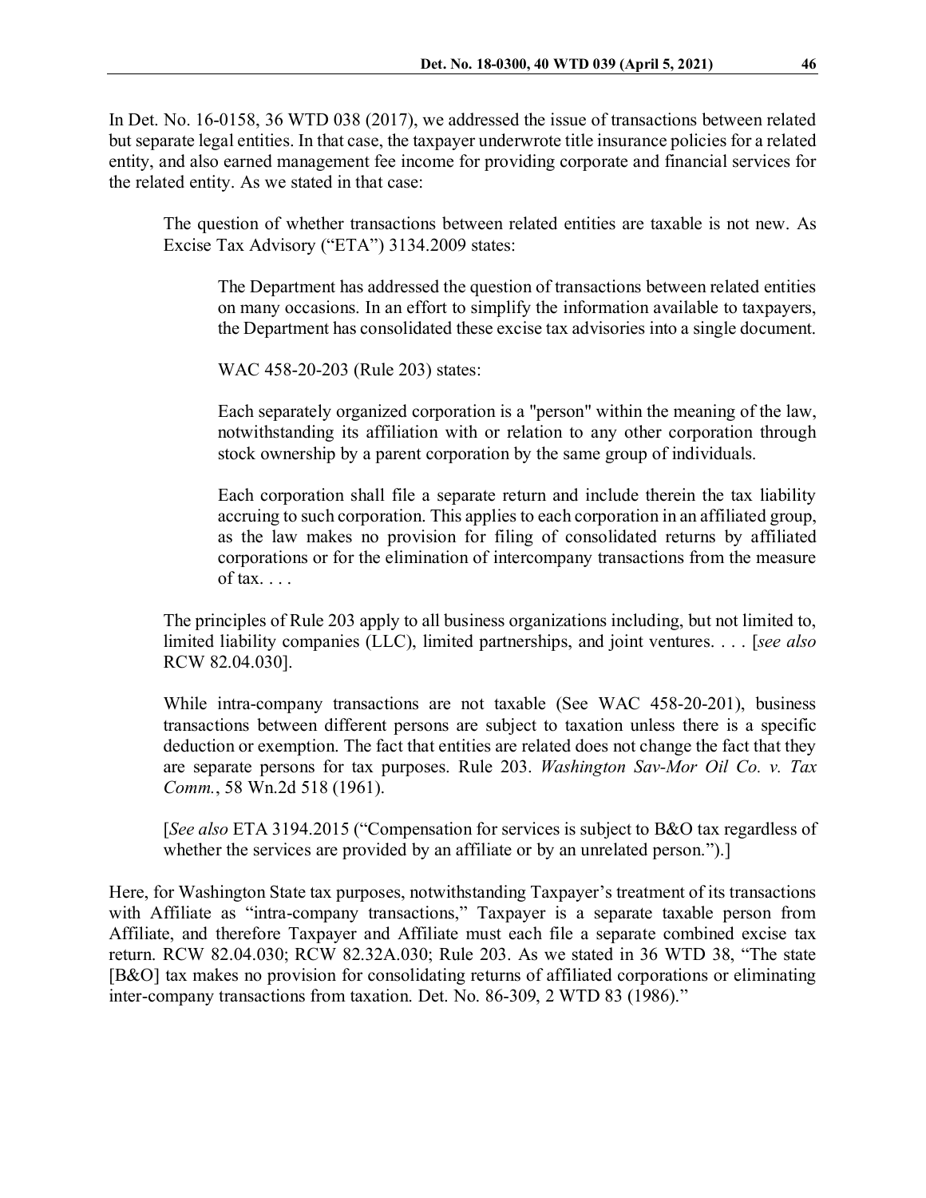In Det. No. 16-0158, 36 WTD 038 (2017), we addressed the issue of transactions between related but separate legal entities. In that case, the taxpayer underwrote title insurance policies for a related entity, and also earned management fee income for providing corporate and financial services for the related entity. As we stated in that case:

> The question of whether transactions between related entities are taxable is not new. As Excise Tax Advisory ("ETA") 3134.2009 states:
>
> > The Department has addressed the question of transactions between related entities on many occasions. In an effort to simplify the information available to taxpayers, the Department has consolidated these excise tax advisories into a single document.
> >
> > WAC 458-20-203 (Rule 203) states:
> >
> > Each separately organized corporation is a "person" within the meaning of the law, notwithstanding its affiliation with or relation to any other corporation through stock ownership by a parent corporation by the same group of individuals.
> >
> > Each corporation shall file a separate return and include therein the tax liability accruing to such corporation. This applies to each corporation in an affiliated group, as the law makes no provision for filing of consolidated returns by affiliated corporations or for the elimination of intercompany transactions from the measure of tax. . . .
>
> The principles of Rule 203 apply to all business organizations including, but not limited to, limited liability companies (LLC), limited partnerships, and joint ventures. . . . [*see also* RCW 82.04.030].
>
> While intra-company transactions are not taxable (See WAC 458-20-201), business transactions between different persons are subject to taxation unless there is a specific deduction or exemption. The fact that entities are related does not change the fact that they are separate persons for tax purposes. Rule 203. *Washington Sav-Mor Oil Co. v. Tax Comm.*, 58 Wn.2d 518 (1961).
>
> [*See also* ETA 3194.2015 ("Compensation for services is subject to B&O tax regardless of whether the services are provided by an affiliate or by an unrelated person.").]

Here, for Washington State tax purposes, notwithstanding Taxpayer's treatment of its transactions with Affiliate as "intra-company transactions," Taxpayer is a separate taxable person from Affiliate, and therefore Taxpayer and Affiliate must each file a separate combined excise tax return. RCW 82.04.030; RCW 82.32A.030; Rule 203. As we stated in 36 WTD 38, "The state [B&O] tax makes no provision for consolidating returns of affiliated corporations or eliminating inter-company transactions from taxation. Det. No. 86-309, 2 WTD 83 (1986)."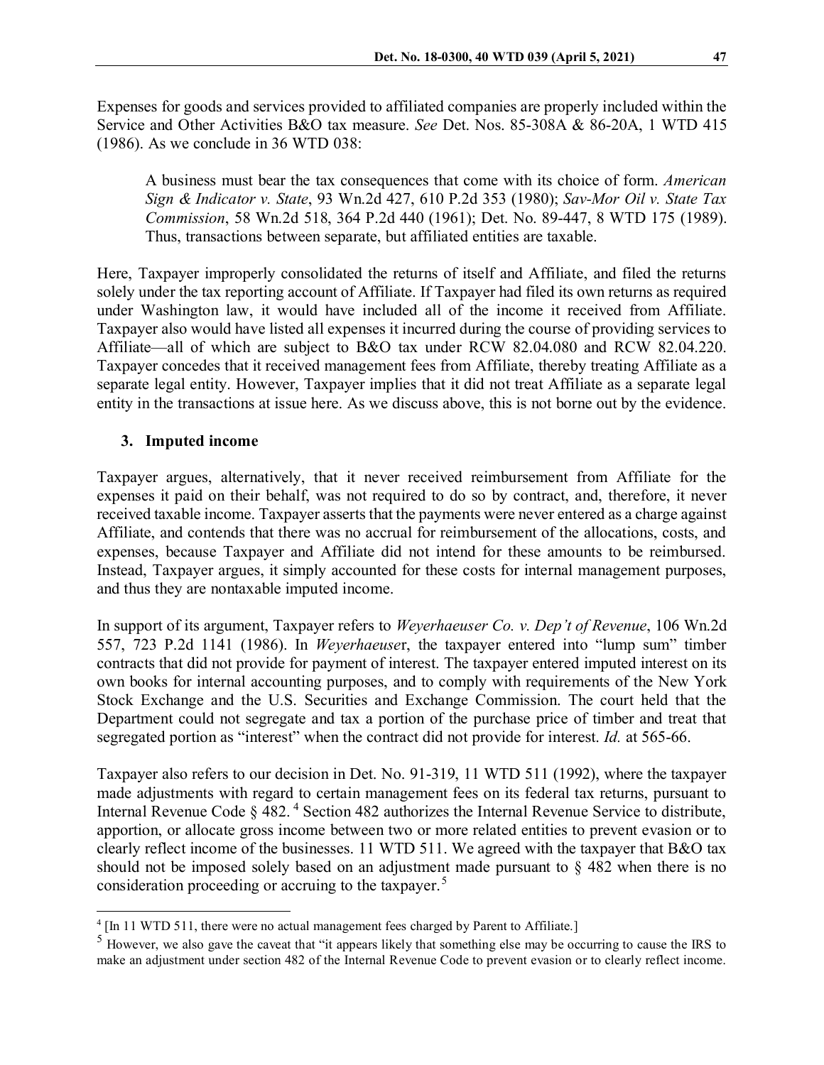Expenses for goods and services provided to affiliated companies are properly included within the Service and Other Activities B&O tax measure. *See* Det. Nos. 85-308A & 86-20A, 1 WTD 415 (1986). As we conclude in 36 WTD 038:

> A business must bear the tax consequences that come with its choice of form. *American Sign & Indicator v. State*, 93 Wn.2d 427, 610 P.2d 353 (1980); *Sav-Mor Oil v. State Tax Commission*, 58 Wn.2d 518, 364 P.2d 440 (1961); Det. No. 89-447, 8 WTD 175 (1989). Thus, transactions between separate, but affiliated entities are taxable.

Here, Taxpayer improperly consolidated the returns of itself and Affiliate, and filed the returns solely under the tax reporting account of Affiliate. If Taxpayer had filed its own returns as required under Washington law, it would have included all of the income it received from Affiliate. Taxpayer also would have listed all expenses it incurred during the course of providing services to Affiliate—all of which are subject to B&O tax under RCW 82.04.080 and RCW 82.04.220. Taxpayer concedes that it received management fees from Affiliate, thereby treating Affiliate as a separate legal entity. However, Taxpayer implies that it did not treat Affiliate as a separate legal entity in the transactions at issue here. As we discuss above, this is not borne out by the evidence.

### 3. Imputed income

Taxpayer argues, alternatively, that it never received reimbursement from Affiliate for the expenses it paid on their behalf, was not required to do so by contract, and, therefore, it never received taxable income. Taxpayer asserts that the payments were never entered as a charge against Affiliate, and contends that there was no accrual for reimbursement of the allocations, costs, and expenses, because Taxpayer and Affiliate did not intend for these amounts to be reimbursed. Instead, Taxpayer argues, it simply accounted for these costs for internal management purposes, and thus they are nontaxable imputed income.

In support of its argument, Taxpayer refers to *Weyerhaeuser Co. v. Dep't of Revenue*, 106 Wn.2d 557, 723 P.2d 1141 (1986). In *Weyerhaeuser*, the taxpayer entered into "lump sum" timber contracts that did not provide for payment of interest. The taxpayer entered imputed interest on its own books for internal accounting purposes, and to comply with requirements of the New York Stock Exchange and the U.S. Securities and Exchange Commission. The court held that the Department could not segregate and tax a portion of the purchase price of timber and treat that segregated portion as "interest" when the contract did not provide for interest. *Id.* at 565-66.

Taxpayer also refers to our decision in Det. No. 91-319, 11 WTD 511 (1992), where the taxpayer made adjustments with regard to certain management fees on its federal tax returns, pursuant to Internal Revenue Code § 482.[4] Section 482 authorizes the Internal Revenue Service to distribute, apportion, or allocate gross income between two or more related entities to prevent evasion or to clearly reflect income of the businesses. 11 WTD 511. We agreed with the taxpayer that B&O tax should not be imposed solely based on an adjustment made pursuant to § 482 when there is no consideration proceeding or accruing to the taxpayer.[5]

---

[4] [In 11 WTD 511, there were no actual management fees charged by Parent to Affiliate.]

[5] However, we also gave the caveat that "it appears likely that something else may be occurring to cause the IRS to make an adjustment under section 482 of the Internal Revenue Code to prevent evasion or to clearly reflect income.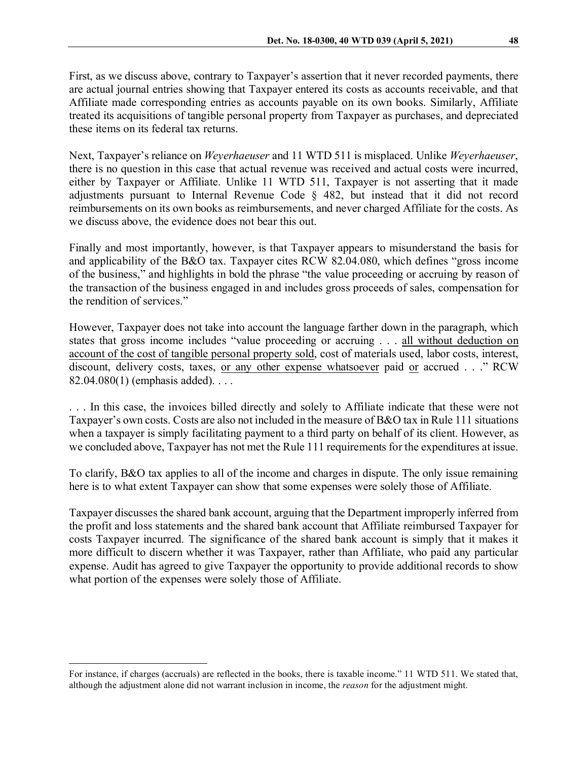First, as we discuss above, contrary to Taxpayer's assertion that it never recorded payments, there are actual journal entries showing that Taxpayer entered its costs as accounts receivable, and that Affiliate made corresponding entries as accounts payable on its own books. Similarly, Affiliate treated its acquisitions of tangible personal property from Taxpayer as purchases, and depreciated these items on its federal tax returns.

Next, Taxpayer's reliance on *Weyerhaeuser* and 11 WTD 511 is misplaced. Unlike *Weyerhaeuser*, there is no question in this case that actual revenue was received and actual costs were incurred, either by Taxpayer or Affiliate. Unlike 11 WTD 511, Taxpayer is not asserting that it made adjustments pursuant to Internal Revenue Code § 482, but instead that it did not record reimbursements on its own books as reimbursements, and never charged Affiliate for the costs. As we discuss above, the evidence does not bear this out.

Finally and most importantly, however, is that Taxpayer appears to misunderstand the basis for and applicability of the B&O tax. Taxpayer cites RCW 82.04.080, which defines "gross income of the business," and highlights in bold the phrase "the value proceeding or accruing by reason of the transaction of the business engaged in and includes gross proceeds of sales, compensation for the rendition of services."

However, Taxpayer does not take into account the language farther down in the paragraph, which states that gross income includes "value proceeding or accruing . . . <u>all without deduction on account of the cost of tangible personal property sold</u>, cost of materials used, labor costs, interest, discount, delivery costs, taxes, <u>or any other expense whatsoever</u> paid <u>or</u> accrued . . ." RCW 82.04.080(1) (emphasis added). . . .

. . . In this case, the invoices billed directly and solely to Affiliate indicate that these were not Taxpayer's own costs. Costs are also not included in the measure of B&O tax in Rule 111 situations when a taxpayer is simply facilitating payment to a third party on behalf of its client. However, as we concluded above, Taxpayer has not met the Rule 111 requirements for the expenditures at issue.

To clarify, B&O tax applies to all of the income and charges in dispute. The only issue remaining here is to what extent Taxpayer can show that some expenses were solely those of Affiliate.

Taxpayer discusses the shared bank account, arguing that the Department improperly inferred from the profit and loss statements and the shared bank account that Affiliate reimbursed Taxpayer for costs Taxpayer incurred. The significance of the shared bank account is simply that it makes it more difficult to discern whether it was Taxpayer, rather than Affiliate, who paid any particular expense. Audit has agreed to give Taxpayer the opportunity to provide additional records to show what portion of the expenses were solely those of Affiliate.

---

For instance, if charges (accruals) are reflected in the books, there is taxable income." 11 WTD 511. We stated that, although the adjustment alone did not warrant inclusion in income, the *reason* for the adjustment might.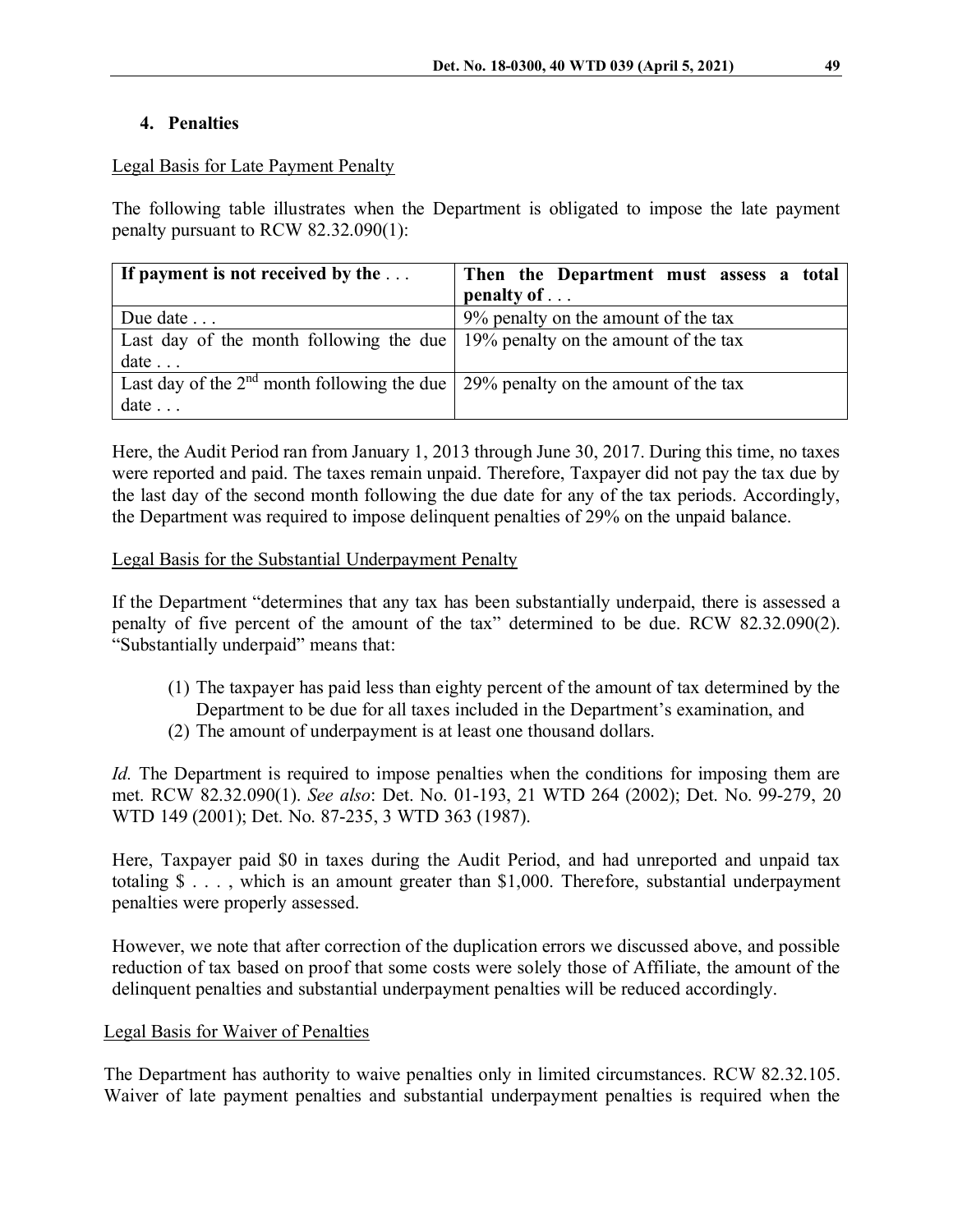### 4. Penalties

Legal Basis for Late Payment Penalty

The following table illustrates when the Department is obligated to impose the late payment penalty pursuant to RCW 82.32.090(1):

| **If payment is not received by the . . .** | **Then the Department must assess a total penalty of . . .** |
|---|---|
| Due date . . . | 9% penalty on the amount of the tax |
| Last day of the month following the due date . . . | 19% penalty on the amount of the tax |
| Last day of the 2nd month following the due date . . . | 29% penalty on the amount of the tax |

Here, the Audit Period ran from January 1, 2013 through June 30, 2017. During this time, no taxes were reported and paid. The taxes remain unpaid. Therefore, Taxpayer did not pay the tax due by the last day of the second month following the due date for any of the tax periods. Accordingly, the Department was required to impose delinquent penalties of 29% on the unpaid balance.

Legal Basis for the Substantial Underpayment Penalty

If the Department "determines that any tax has been substantially underpaid, there is assessed a penalty of five percent of the amount of the tax" determined to be due. RCW 82.32.090(2). "Substantially underpaid" means that:

(1) The taxpayer has paid less than eighty percent of the amount of tax determined by the Department to be due for all taxes included in the Department's examination, and
(2) The amount of underpayment is at least one thousand dollars.

*Id.* The Department is required to impose penalties when the conditions for imposing them are met. RCW 82.32.090(1). *See also*: Det. No. 01-193, 21 WTD 264 (2002); Det. No. 99-279, 20 WTD 149 (2001); Det. No. 87-235, 3 WTD 363 (1987).

Here, Taxpayer paid $0 in taxes during the Audit Period, and had unreported and unpaid tax totaling $ . . . , which is an amount greater than $1,000. Therefore, substantial underpayment penalties were properly assessed.

However, we note that after correction of the duplication errors we discussed above, and possible reduction of tax based on proof that some costs were solely those of Affiliate, the amount of the delinquent penalties and substantial underpayment penalties will be reduced accordingly.

Legal Basis for Waiver of Penalties

The Department has authority to waive penalties only in limited circumstances. RCW 82.32.105. Waiver of late payment penalties and substantial underpayment penalties is required when the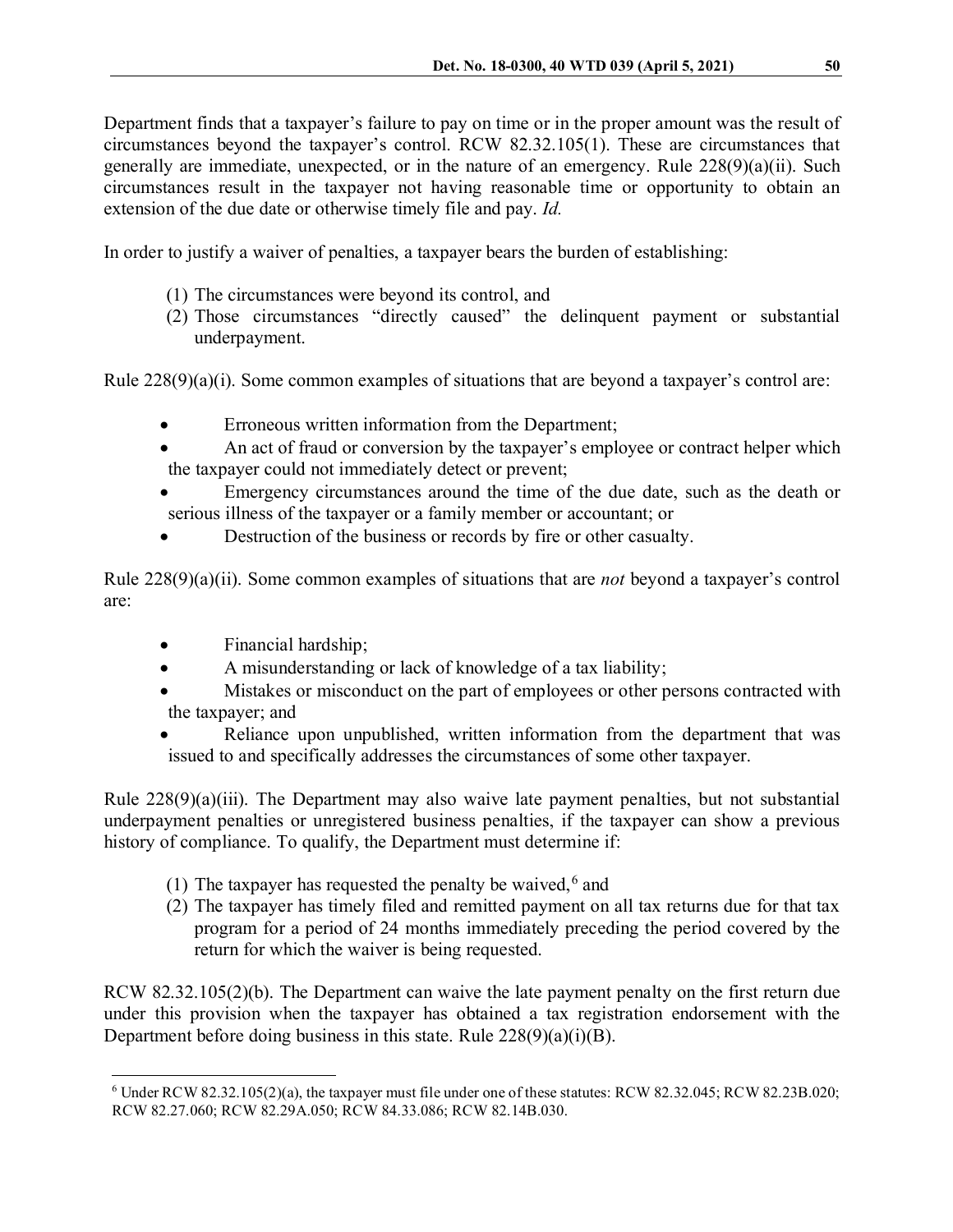Department finds that a taxpayer's failure to pay on time or in the proper amount was the result of circumstances beyond the taxpayer's control. RCW 82.32.105(1). These are circumstances that generally are immediate, unexpected, or in the nature of an emergency. Rule 228(9)(a)(ii). Such circumstances result in the taxpayer not having reasonable time or opportunity to obtain an extension of the due date or otherwise timely file and pay. *Id.*

In order to justify a waiver of penalties, a taxpayer bears the burden of establishing:

(1) The circumstances were beyond its control, and
(2) Those circumstances "directly caused" the delinquent payment or substantial underpayment.

Rule 228(9)(a)(i). Some common examples of situations that are beyond a taxpayer's control are:

- Erroneous written information from the Department;
- An act of fraud or conversion by the taxpayer's employee or contract helper which the taxpayer could not immediately detect or prevent;
- Emergency circumstances around the time of the due date, such as the death or serious illness of the taxpayer or a family member or accountant; or
- Destruction of the business or records by fire or other casualty.

Rule 228(9)(a)(ii). Some common examples of situations that are *not* beyond a taxpayer's control are:

- Financial hardship;
- A misunderstanding or lack of knowledge of a tax liability;
- Mistakes or misconduct on the part of employees or other persons contracted with the taxpayer; and
- Reliance upon unpublished, written information from the department that was issued to and specifically addresses the circumstances of some other taxpayer.

Rule 228(9)(a)(iii). The Department may also waive late payment penalties, but not substantial underpayment penalties or unregistered business penalties, if the taxpayer can show a previous history of compliance. To qualify, the Department must determine if:

(1) The taxpayer has requested the penalty be waived,[6] and
(2) The taxpayer has timely filed and remitted payment on all tax returns due for that tax program for a period of 24 months immediately preceding the period covered by the return for which the waiver is being requested.

RCW 82.32.105(2)(b). The Department can waive the late payment penalty on the first return due under this provision when the taxpayer has obtained a tax registration endorsement with the Department before doing business in this state. Rule 228(9)(a)(i)(B).

---

[6] Under RCW 82.32.105(2)(a), the taxpayer must file under one of these statutes: RCW 82.32.045; RCW 82.23B.020; RCW 82.27.060; RCW 82.29A.050; RCW 84.33.086; RCW 82.14B.030.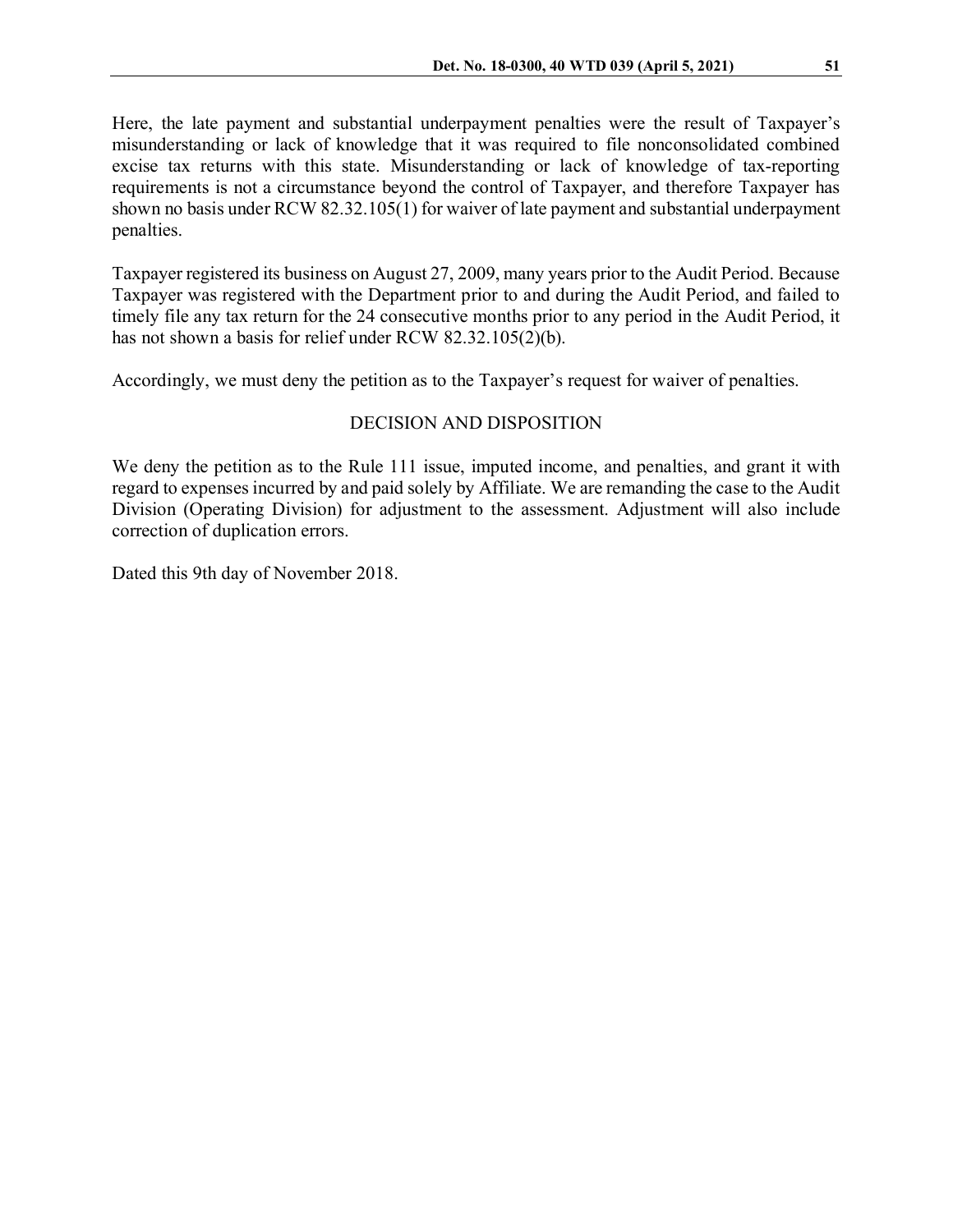Here, the late payment and substantial underpayment penalties were the result of Taxpayer's misunderstanding or lack of knowledge that it was required to file nonconsolidated combined excise tax returns with this state. Misunderstanding or lack of knowledge of tax-reporting requirements is not a circumstance beyond the control of Taxpayer, and therefore Taxpayer has shown no basis under RCW 82.32.105(1) for waiver of late payment and substantial underpayment penalties.

Taxpayer registered its business on August 27, 2009, many years prior to the Audit Period. Because Taxpayer was registered with the Department prior to and during the Audit Period, and failed to timely file any tax return for the 24 consecutive months prior to any period in the Audit Period, it has not shown a basis for relief under RCW 82.32.105(2)(b).

Accordingly, we must deny the petition as to the Taxpayer's request for waiver of penalties.

## DECISION AND DISPOSITION

We deny the petition as to the Rule 111 issue, imputed income, and penalties, and grant it with regard to expenses incurred by and paid solely by Affiliate. We are remanding the case to the Audit Division (Operating Division) for adjustment to the assessment. Adjustment will also include correction of duplication errors.

Dated this 9th day of November 2018.